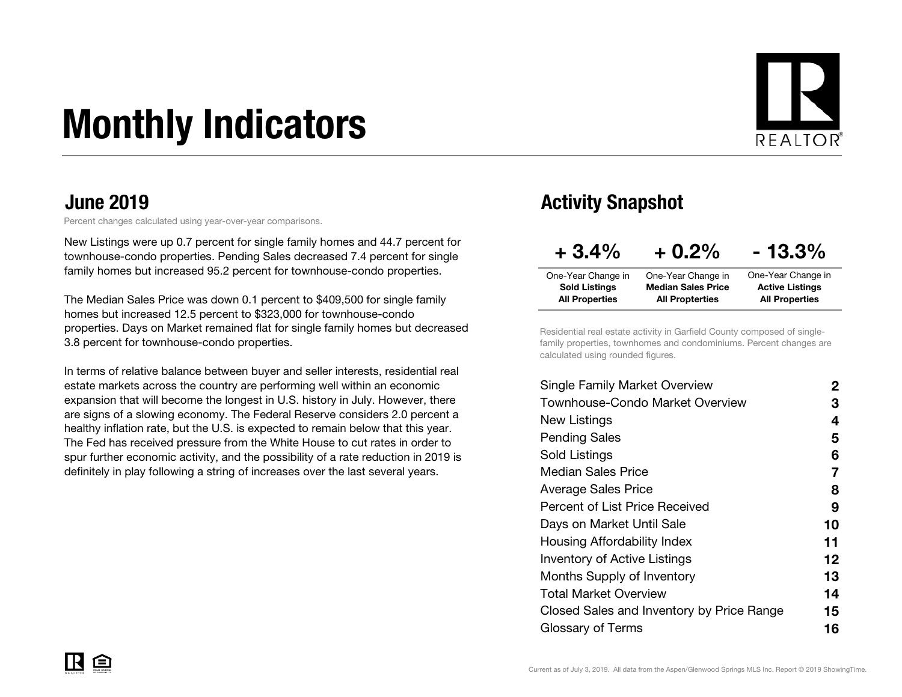# Monthly Indicators

## June 2019

Percent changes calculated using year-over-year comparisons.

New Listings were up 0.7 percent for single family homes and 44.7 percent for townhouse-condo properties. Pending Sales decreased 7.4 percent for single family homes but increased 95.2 percent for townhouse-condo properties.

The Median Sales Price was down 0.1 percent to $409,500 for single family homes but increased 12.5 percent to $323,000 for townhouse-condo properties. Days on Market remained flat for single family homes but decreased 3.8 percent for townhouse-condo properties.

In terms of relative balance between buyer and seller interests, residential real estate markets across the country are performing well within an economic expansion that will become the longest in U.S. history in July. However, there are signs of a slowing economy. The Federal Reserve considers 2.0 percent a healthy inflation rate, but the U.S. is expected to remain below that this year. The Fed has received pressure from the White House to cut rates in order to spur further economic activity, and the possibility of a rate reduction in 2019 is definitely in play following a string of increases over the last several years.

## Activity Snapshot

| + 3.4% | + 0.2% | - 13.3% |
|---|---|---|
| One-Year Change in **Sold Listings All Properties** | One-Year Change in **Median Sales Price All Propterties** | One-Year Change in **Active Listings All Properties** |

Residential real estate activity in Garfield County composed of single-family properties, townhomes and condominiums. Percent changes are calculated using rounded figures.

| | |
|---|---|
| Single Family Market Overview | 2 |
| Townhouse-Condo Market Overview | 3 |
| New Listings | 4 |
| Pending Sales | 5 |
| Sold Listings | 6 |
| Median Sales Price | 7 |
| Average Sales Price | 8 |
| Percent of List Price Received | 9 |
| Days on Market Until Sale | 10 |
| Housing Affordability Index | 11 |
| Inventory of Active Listings | 12 |
| Months Supply of Inventory | 13 |
| Total Market Overview | 14 |
| Closed Sales and Inventory by Price Range | 15 |
| Glossary of Terms | 16 |

Current as of July 3, 2019. All data from the Aspen/Glenwood Springs MLS Inc. Report © 2019 ShowingTime.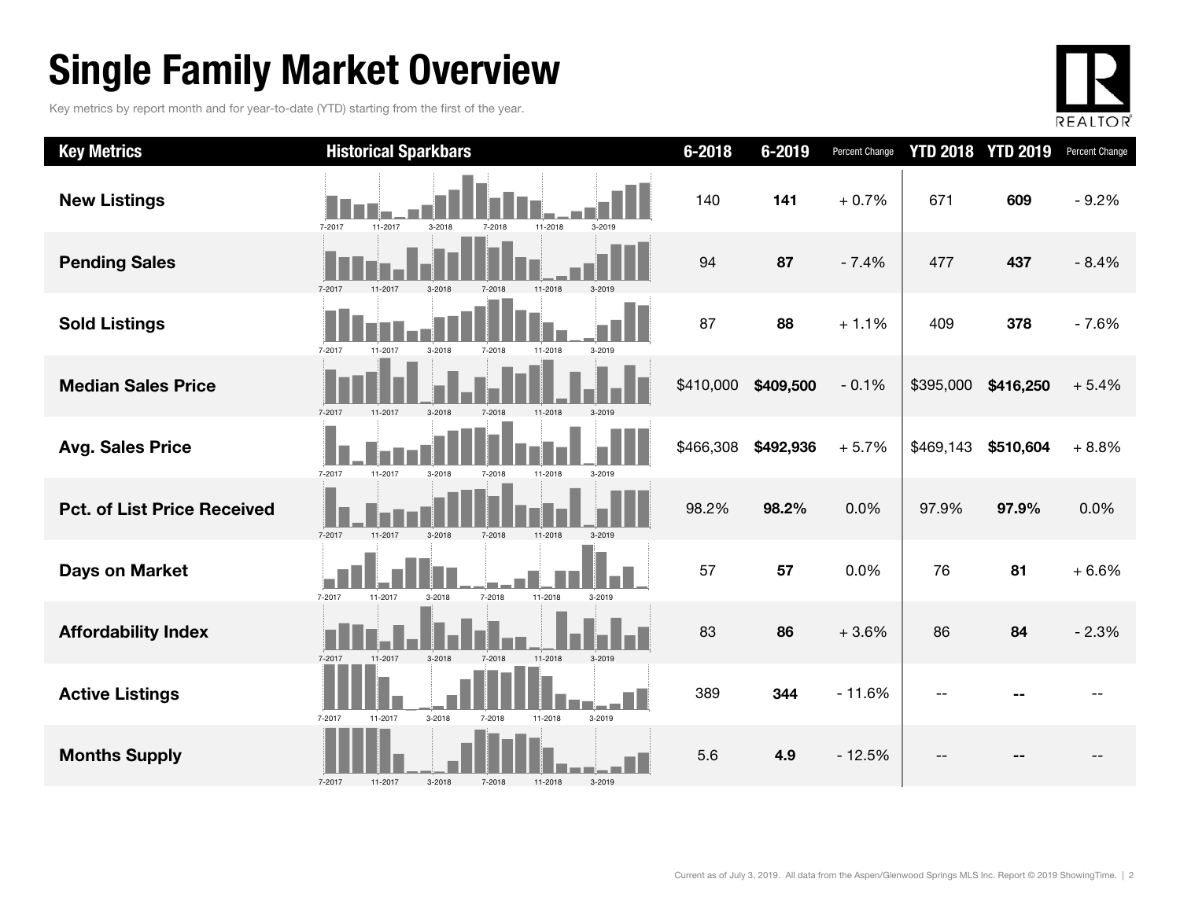# Single Family Market Overview

Key metrics by report month and for year-to-date (YTD) starting from the first of the year.

| Key Metrics | Historical Sparkbars | 6-2018 | 6-2019 | Percent Change | YTD 2018 | YTD 2019 | Percent Change |
|---|---|---|---|---|---|---|---|
| **New Listings** | 7-2017 11-2017 3-2018 7-2018 11-2018 3-2019 | 140 | **141** | + 0.7% | 671 | **609** | - 9.2% |
| **Pending Sales** | 7-2017 11-2017 3-2018 7-2018 11-2018 3-2019 | 94 | **87** | - 7.4% | 477 | **437** | - 8.4% |
| **Sold Listings** | 7-2017 11-2017 3-2018 7-2018 11-2018 3-2019 | 87 | **88** | + 1.1% | 409 | **378** | - 7.6% |
| **Median Sales Price** | 7-2017 11-2017 3-2018 7-2018 11-2018 3-2019 | $410,000 | **$409,500** | - 0.1% | $395,000 | **$416,250** | + 5.4% |
| **Avg. Sales Price** | 7-2017 11-2017 3-2018 7-2018 11-2018 3-2019 | $466,308 | **$492,936** | + 5.7% | $469,143 | **$510,604** | + 8.8% |
| **Pct. of List Price Received** | 7-2017 11-2017 3-2018 7-2018 11-2018 3-2019 | 98.2% | **98.2%** | 0.0% | 97.9% | **97.9%** | 0.0% |
| **Days on Market** | 7-2017 11-2017 3-2018 7-2018 11-2018 3-2019 | 57 | **57** | 0.0% | 76 | **81** | + 6.6% |
| **Affordability Index** | 7-2017 11-2017 3-2018 7-2018 11-2018 3-2019 | 83 | **86** | + 3.6% | 86 | **84** | - 2.3% |
| **Active Listings** | 7-2017 11-2017 3-2018 7-2018 11-2018 3-2019 | 389 | **344** | - 11.6% | -- | **--** | -- |
| **Months Supply** | 7-2017 11-2017 3-2018 7-2018 11-2018 3-2019 | 5.6 | **4.9** | - 12.5% | -- | **--** | -- |

Current as of July 3, 2019. All data from the Aspen/Glenwood Springs MLS Inc. Report © 2019 ShowingTime.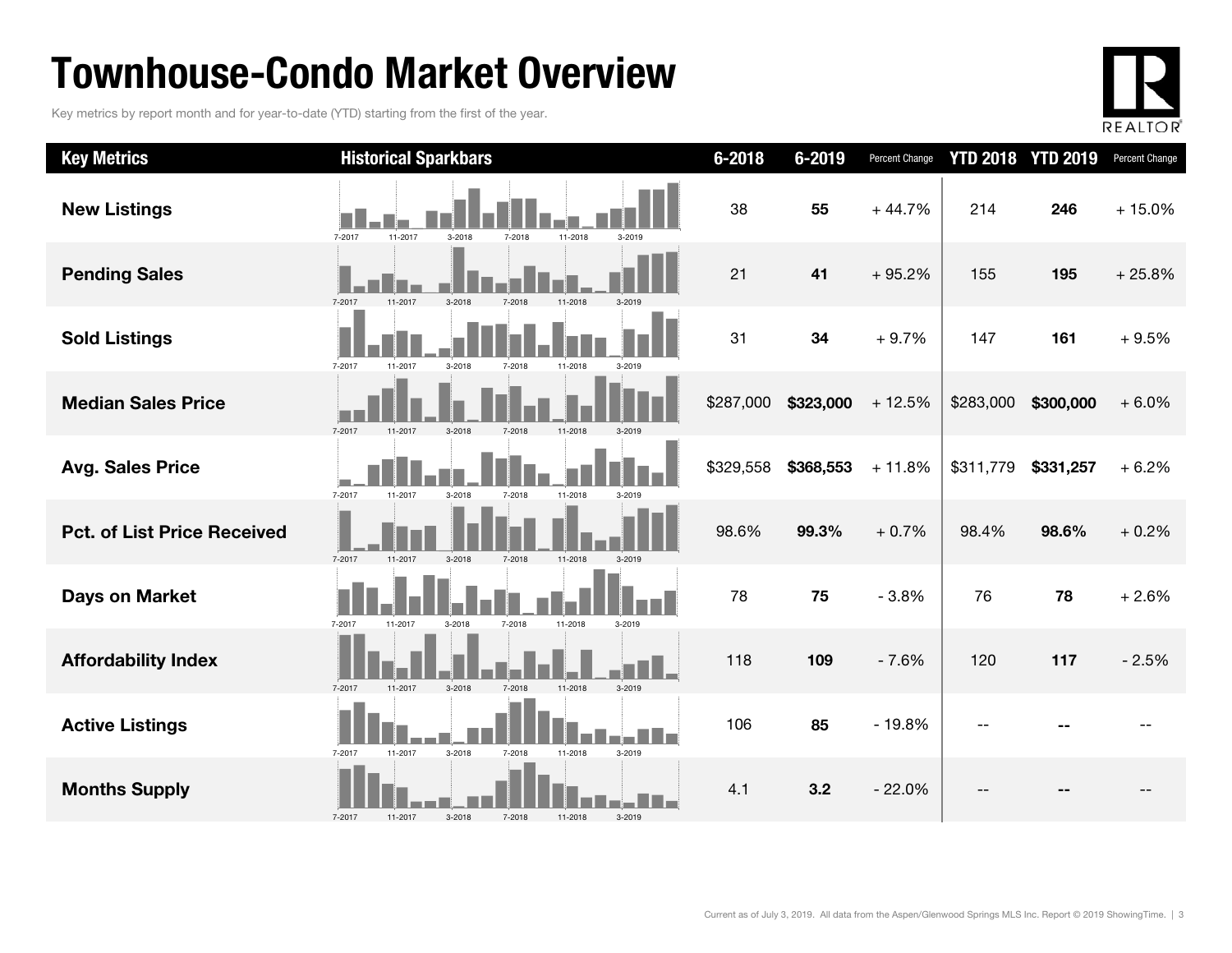# Townhouse-Condo Market Overview

Key metrics by report month and for year-to-date (YTD) starting from the first of the year.

| Key Metrics | Historical Sparkbars | 6-2018 | 6-2019 | Percent Change | YTD 2018 | YTD 2019 | Percent Change |
|---|---|---|---|---|---|---|---|
| **New Listings** | 7-2017 11-2017 3-2018 7-2018 11-2018 3-2019 | 38 | **55** | + 44.7% | 214 | **246** | + 15.0% |
| **Pending Sales** | 7-2017 11-2017 3-2018 7-2018 11-2018 3-2019 | 21 | **41** | + 95.2% | 155 | **195** | + 25.8% |
| **Sold Listings** | 7-2017 11-2017 3-2018 7-2018 11-2018 3-2019 | 31 | **34** | + 9.7% | 147 | **161** | + 9.5% |
| **Median Sales Price** | 7-2017 11-2017 3-2018 7-2018 11-2018 3-2019 | $287,000 | **$323,000** | + 12.5% | $283,000 | **$300,000** | + 6.0% |
| **Avg. Sales Price** | 7-2017 11-2017 3-2018 7-2018 11-2018 3-2019 | $329,558 | **$368,553** | + 11.8% | $311,779 | **$331,257** | + 6.2% |
| **Pct. of List Price Received** | 7-2017 11-2017 3-2018 7-2018 11-2018 3-2019 | 98.6% | **99.3%** | + 0.7% | 98.4% | **98.6%** | + 0.2% |
| **Days on Market** | 7-2017 11-2017 3-2018 7-2018 11-2018 3-2019 | 78 | **75** | - 3.8% | 76 | **78** | + 2.6% |
| **Affordability Index** | 7-2017 11-2017 3-2018 7-2018 11-2018 3-2019 | 118 | **109** | - 7.6% | 120 | **117** | - 2.5% |
| **Active Listings** | 7-2017 11-2017 3-2018 7-2018 11-2018 3-2019 | 106 | **85** | - 19.8% | -- | **--** | -- |
| **Months Supply** | 7-2017 11-2017 3-2018 7-2018 11-2018 3-2019 | 4.1 | **3.2** | - 22.0% | -- | **--** | -- |

Current as of July 3, 2019. All data from the Aspen/Glenwood Springs MLS Inc. Report © 2019 ShowingTime.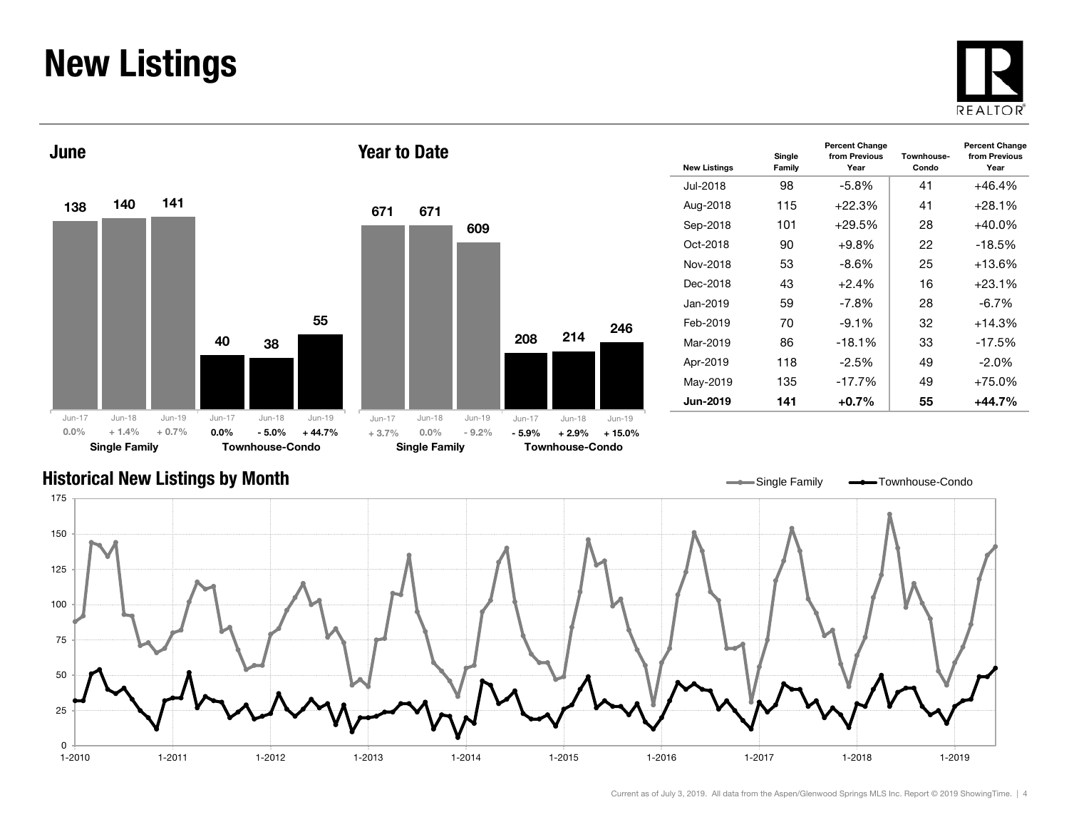# New Listings

## June

| | Jun-17 | Jun-18 | Jun-19 |
|---|---|---|---|
| Single Family | 138 | 140 | 141 |
| Percent Change | 0.0% | + 1.4% | + 0.7% |
| Townhouse-Condo | 40 | 38 | 55 |
| Percent Change | 0.0% | - 5.0% | + 44.7% |

## Year to Date

| | Jun-17 | Jun-18 | Jun-19 |
|---|---|---|---|
| Single Family | 671 | 671 | 609 |
| Percent Change | + 3.7% | 0.0% | - 9.2% |
| Townhouse-Condo | 208 | 214 | 246 |
| Percent Change | - 5.9% | + 2.9% | + 15.0% |

| New Listings | Single Family | Percent Change from Previous Year | Townhouse-Condo | Percent Change from Previous Year |
|---|---|---|---|---|
| Jul-2018 | 98 | -5.8% | 41 | +46.4% |
| Aug-2018 | 115 | +22.3% | 41 | +28.1% |
| Sep-2018 | 101 | +29.5% | 28 | +40.0% |
| Oct-2018 | 90 | +9.8% | 22 | -18.5% |
| Nov-2018 | 53 | -8.6% | 25 | +13.6% |
| Dec-2018 | 43 | +2.4% | 16 | +23.1% |
| Jan-2019 | 59 | -7.8% | 28 | -6.7% |
| Feb-2019 | 70 | -9.1% | 32 | +14.3% |
| Mar-2019 | 86 | -18.1% | 33 | -17.5% |
| Apr-2019 | 118 | -2.5% | 49 | -2.0% |
| May-2019 | 135 | -17.7% | 49 | +75.0% |
| **Jun-2019** | **141** | **+0.7%** | **55** | **+44.7%** |

## Historical New Listings by Month

Current as of July 3, 2019. All data from the Aspen/Glenwood Springs MLS Inc. Report © 2019 ShowingTime.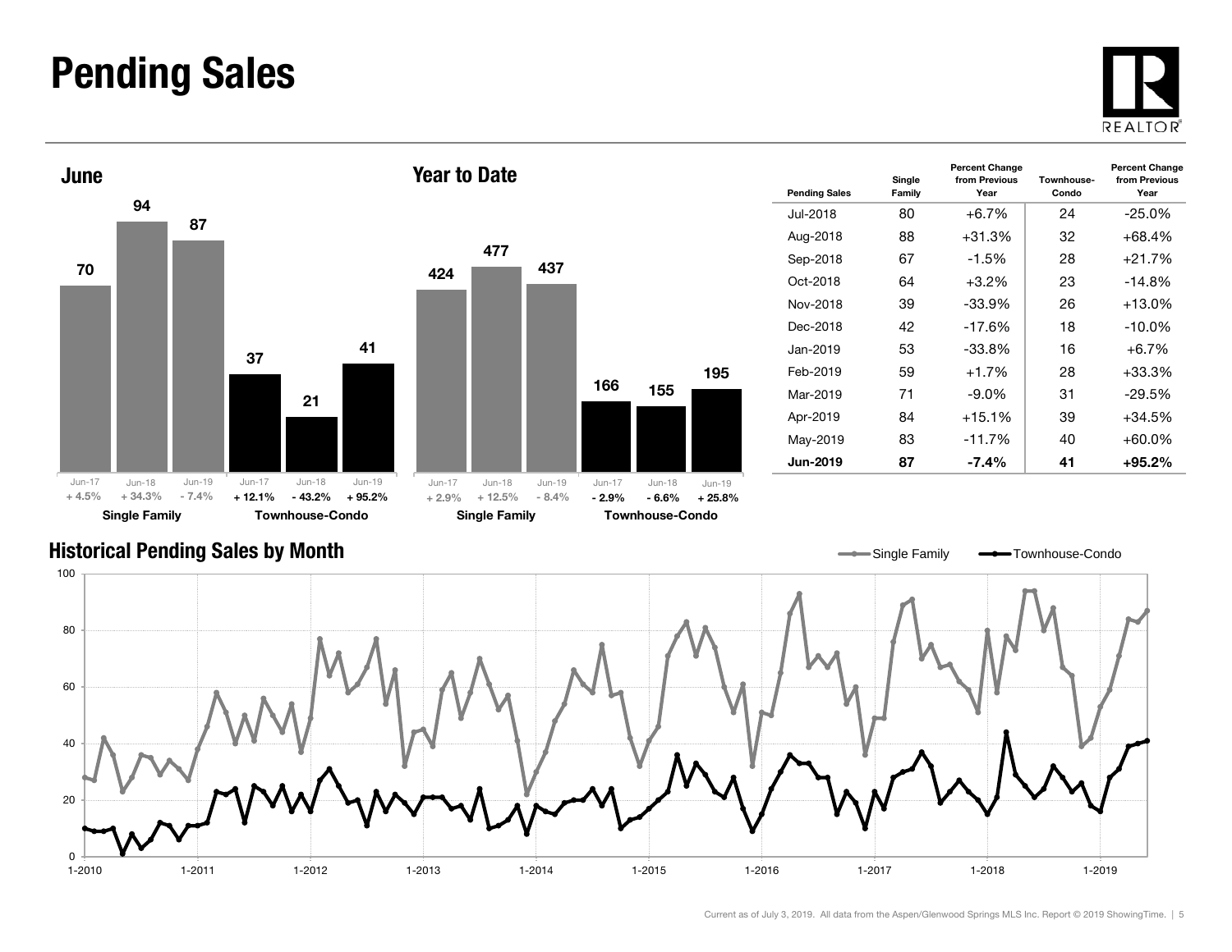# Pending Sales

## June

| | Jun-17 | Jun-18 | Jun-19 |
|---|---|---|---|
| Single Family | 70 | 94 | 87 |
| Percent Change | + 4.5% | + 34.3% | - 7.4% |
| Townhouse-Condo | 37 | 21 | 41 |
| Percent Change | + 12.1% | - 43.2% | + 95.2% |

## Year to Date

| | Jun-17 | Jun-18 | Jun-19 |
|---|---|---|---|
| Single Family | 424 | 477 | 437 |
| Percent Change | + 2.9% | + 12.5% | - 8.4% |
| Townhouse-Condo | 166 | 155 | 195 |
| Percent Change | - 2.9% | - 6.6% | + 25.8% |

| Pending Sales | Single Family | Percent Change from Previous Year | Townhouse-Condo | Percent Change from Previous Year |
|---|---|---|---|---|
| Jul-2018 | 80 | +6.7% | 24 | -25.0% |
| Aug-2018 | 88 | +31.3% | 32 | +68.4% |
| Sep-2018 | 67 | -1.5% | 28 | +21.7% |
| Oct-2018 | 64 | +3.2% | 23 | -14.8% |
| Nov-2018 | 39 | -33.9% | 26 | +13.0% |
| Dec-2018 | 42 | -17.6% | 18 | -10.0% |
| Jan-2019 | 53 | -33.8% | 16 | +6.7% |
| Feb-2019 | 59 | +1.7% | 28 | +33.3% |
| Mar-2019 | 71 | -9.0% | 31 | -29.5% |
| Apr-2019 | 84 | +15.1% | 39 | +34.5% |
| May-2019 | 83 | -11.7% | 40 | +60.0% |
| **Jun-2019** | **87** | **-7.4%** | **41** | **+95.2%** |

## Historical Pending Sales by Month

Current as of July 3, 2019. All data from the Aspen/Glenwood Springs MLS Inc. Report © 2019 ShowingTime.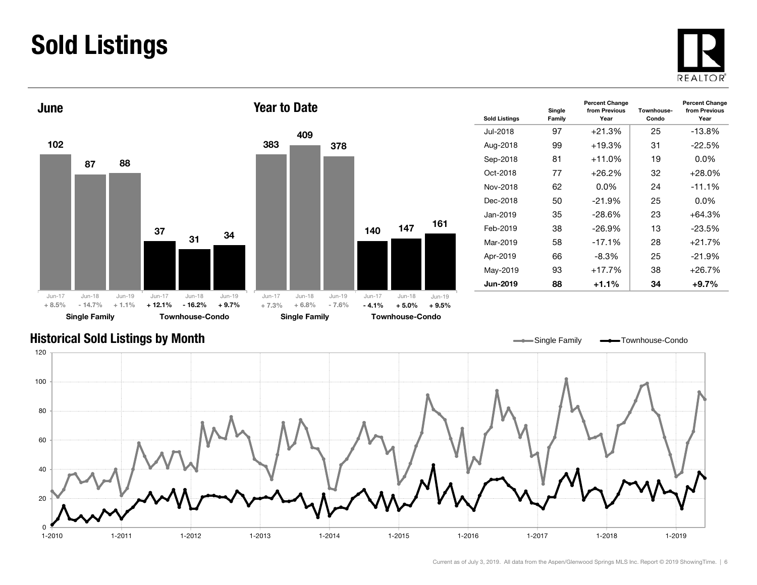# Sold Listings

## June

| | Jun-17 | Jun-18 | Jun-19 |
|---|---|---|---|
| Single Family | 102 | 87 | 88 |
| | + 8.5% | - 14.7% | + 1.1% |
| Townhouse-Condo | 37 | 31 | 34 |
| | + 12.1% | - 16.2% | + 9.7% |

## Year to Date

| | Jun-17 | Jun-18 | Jun-19 |
|---|---|---|---|
| Single Family | 383 | 409 | 378 |
| | + 7.3% | + 6.8% | - 7.6% |
| Townhouse-Condo | 140 | 147 | 161 |
| | - 4.1% | + 5.0% | + 9.5% |

| Sold Listings | Single Family | Percent Change from Previous Year | Townhouse-Condo | Percent Change from Previous Year |
|---|---|---|---|---|
| Jul-2018 | 97 | +21.3% | 25 | -13.8% |
| Aug-2018 | 99 | +19.3% | 31 | -22.5% |
| Sep-2018 | 81 | +11.0% | 19 | 0.0% |
| Oct-2018 | 77 | +26.2% | 32 | +28.0% |
| Nov-2018 | 62 | 0.0% | 24 | -11.1% |
| Dec-2018 | 50 | -21.9% | 25 | 0.0% |
| Jan-2019 | 35 | -28.6% | 23 | +64.3% |
| Feb-2019 | 38 | -26.9% | 13 | -23.5% |
| Mar-2019 | 58 | -17.1% | 28 | +21.7% |
| Apr-2019 | 66 | -8.3% | 25 | -21.9% |
| May-2019 | 93 | +17.7% | 38 | +26.7% |
| **Jun-2019** | **88** | **+1.1%** | **34** | **+9.7%** |

## Historical Sold Listings by Month

Single Family — Townhouse-Condo

Current as of July 3, 2019. All data from the Aspen/Glenwood Springs MLS Inc. Report © 2019 ShowingTime.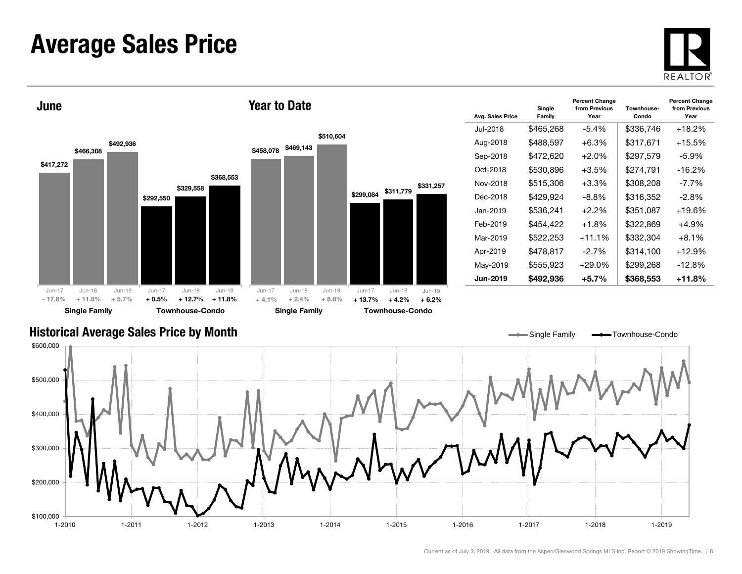# Average Sales Price

## June

| | Jun-17 | Jun-18 | Jun-19 |
|---|---|---|---|
| Single Family | $417,272 | $466,308 | $492,936 |
| | - 17.8% | + 11.8% | + 5.7% |
| Townhouse-Condo | $292,550 | $329,558 | $368,553 |
| | + 0.5% | + 12.7% | + 11.8% |

## Year to Date

| | Jun-17 | Jun-18 | Jun-19 |
|---|---|---|---|
| Single Family | $458,078 | $469,143 | $510,604 |
| | + 4.1% | + 2.4% | + 8.8% |
| Townhouse-Condo | $299,084 | $311,779 | $331,257 |
| | + 13.7% | + 4.2% | + 6.2% |

| Avg. Sales Price | Single Family | Percent Change from Previous Year | Townhouse-Condo | Percent Change from Previous Year |
|---|---|---|---|---|
| Jul-2018 | $465,268 | -5.4% | $336,746 | +18.2% |
| Aug-2018 | $488,597 | +6.3% | $317,671 | +15.5% |
| Sep-2018 | $472,620 | +2.0% | $297,579 | -5.9% |
| Oct-2018 | $530,896 | +3.5% | $274,791 | -16.2% |
| Nov-2018 | $515,306 | +3.3% | $308,208 | -7.7% |
| Dec-2018 | $429,924 | -8.8% | $316,352 | -2.8% |
| Jan-2019 | $536,241 | +2.2% | $351,087 | +19.6% |
| Feb-2019 | $454,422 | +1.8% | $322,869 | +4.9% |
| Mar-2019 | $522,253 | +11.1% | $332,304 | +8.1% |
| Apr-2019 | $478,817 | -2.7% | $314,100 | +12.9% |
| May-2019 | $555,923 | +29.0% | $299,268 | -12.8% |
| **Jun-2019** | **$492,936** | **+5.7%** | **$368,553** | **+11.8%** |

## Historical Average Sales Price by Month

Single Family — Townhouse-Condo

$600,000, $500,000, $400,000, $300,000, $200,000, $100,000

1-2010, 1-2011, 1-2012, 1-2013, 1-2014, 1-2015, 1-2016, 1-2017, 1-2018, 1-2019

Current as of July 3, 2019. All data from the Aspen/Glenwood Springs MLS Inc. Report © 2019 ShowingTime.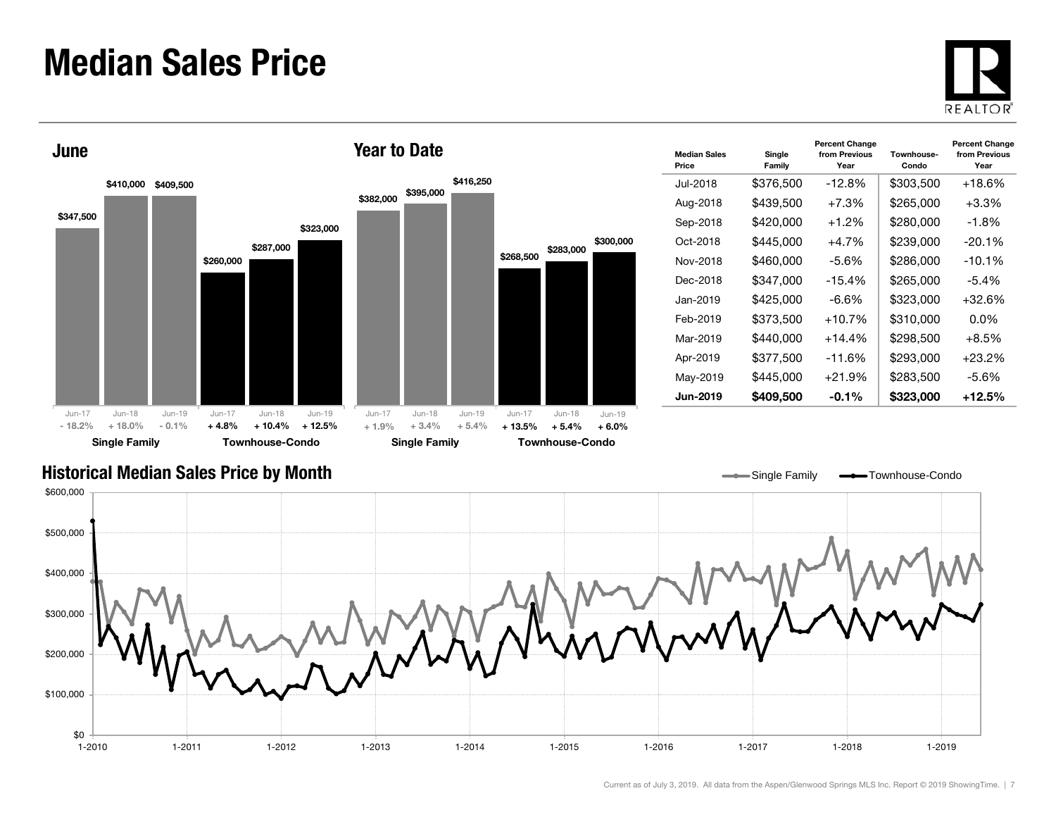# Median Sales Price

## June

| | Jun-17 | Jun-18 | Jun-19 |
|---|---|---|---|
| Single Family | $347,500 | $410,000 | $409,500 |
| Percent Change | - 18.2% | + 18.0% | - 0.1% |
| Townhouse-Condo | $260,000 | $287,000 | $323,000 |
| Percent Change | + 4.8% | + 10.4% | + 12.5% |

## Year to Date

| | Jun-17 | Jun-18 | Jun-19 |
|---|---|---|---|
| Single Family | $382,000 | $395,000 | $416,250 |
| Percent Change | + 1.9% | + 3.4% | + 5.4% |
| Townhouse-Condo | $268,500 | $283,000 | $300,000 |
| Percent Change | + 13.5% | + 5.4% | + 6.0% |

| Median Sales Price | Single Family | Percent Change from Previous Year | Townhouse-Condo | Percent Change from Previous Year |
|---|---|---|---|---|
| Jul-2018 | $376,500 | -12.8% | $303,500 | +18.6% |
| Aug-2018 | $439,500 | +7.3% | $265,000 | +3.3% |
| Sep-2018 | $420,000 | +1.2% | $280,000 | -1.8% |
| Oct-2018 | $445,000 | +4.7% | $239,000 | -20.1% |
| Nov-2018 | $460,000 | -5.6% | $286,000 | -10.1% |
| Dec-2018 | $347,000 | -15.4% | $265,000 | -5.4% |
| Jan-2019 | $425,000 | -6.6% | $323,000 | +32.6% |
| Feb-2019 | $373,500 | +10.7% | $310,000 | 0.0% |
| Mar-2019 | $440,000 | +14.4% | $298,500 | +8.5% |
| Apr-2019 | $377,500 | -11.6% | $293,000 | +23.2% |
| May-2019 | $445,000 | +21.9% | $283,500 | -5.6% |
| **Jun-2019** | **$409,500** | **-0.1%** | **$323,000** | **+12.5%** |

## Historical Median Sales Price by Month

Single Family / Townhouse-Condo

Current as of July 3, 2019. All data from the Aspen/Glenwood Springs MLS Inc. Report © 2019 ShowingTime.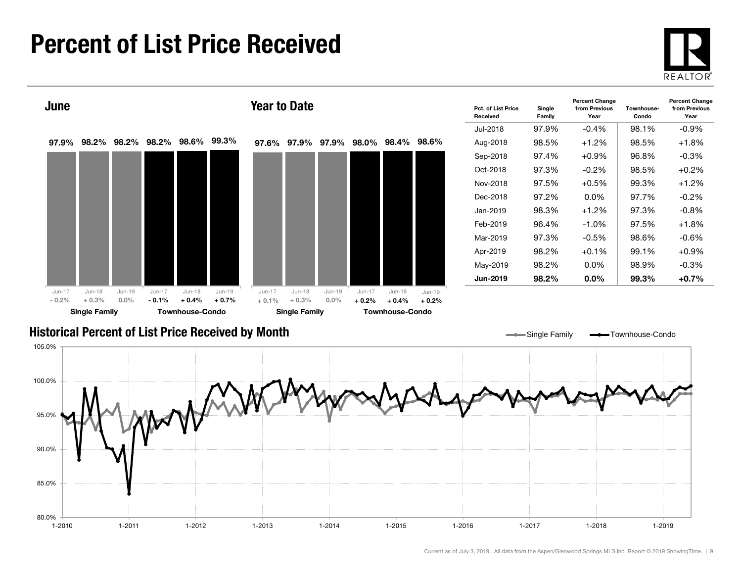# Percent of List Price Received

## June

| | Jun-17 | Jun-18 | Jun-19 |
|---|---|---|---|
| Single Family | 97.9% | 98.2% | 98.2% |
| Change | - 0.2% | + 0.3% | 0.0% |
| Townhouse-Condo | 98.2% | 98.6% | 99.3% |
| Change | - 0.1% | + 0.4% | + 0.7% |

## Year to Date

| | Jun-17 | Jun-18 | Jun-19 |
|---|---|---|---|
| Single Family | 97.6% | 97.9% | 97.9% |
| Change | + 0.1% | + 0.3% | 0.0% |
| Townhouse-Condo | 98.0% | 98.4% | 98.6% |
| Change | + 0.2% | + 0.4% | + 0.2% |

| Pct. of List Price Received | Single Family | Percent Change from Previous Year | Townhouse-Condo | Percent Change from Previous Year |
|---|---|---|---|---|
| Jul-2018 | 97.9% | -0.4% | 98.1% | -0.9% |
| Aug-2018 | 98.5% | +1.2% | 98.5% | +1.8% |
| Sep-2018 | 97.4% | +0.9% | 96.8% | -0.3% |
| Oct-2018 | 97.3% | -0.2% | 98.5% | +0.2% |
| Nov-2018 | 97.5% | +0.5% | 99.3% | +1.2% |
| Dec-2018 | 97.2% | 0.0% | 97.7% | -0.2% |
| Jan-2019 | 98.3% | +1.2% | 97.3% | -0.8% |
| Feb-2019 | 96.4% | -1.0% | 97.5% | +1.8% |
| Mar-2019 | 97.3% | -0.5% | 98.6% | -0.6% |
| Apr-2019 | 98.2% | +0.1% | 99.1% | +0.9% |
| May-2019 | 98.2% | 0.0% | 98.9% | -0.3% |
| **Jun-2019** | **98.2%** | **0.0%** | **99.3%** | **+0.7%** |

## Historical Percent of List Price Received by Month

Single Family / Townhouse-Condo

Current as of July 3, 2019. All data from the Aspen/Glenwood Springs MLS Inc. Report © 2019 ShowingTime.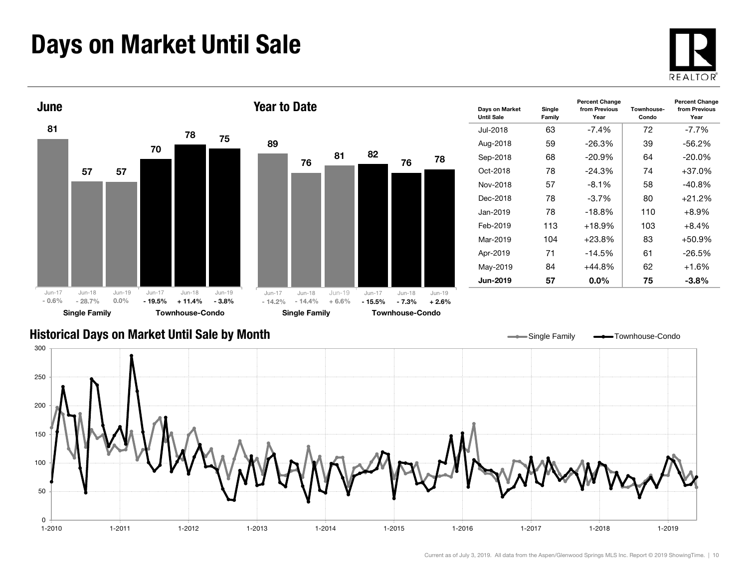# Days on Market Until Sale

## June

| | Single Family | | | Townhouse-Condo | | |
|---|---|---|---|---|---|---|
| | Jun-17 | Jun-18 | Jun-19 | Jun-17 | Jun-18 | Jun-19 |
| Days | 81 | 57 | 57 | 70 | 78 | 75 |
| Change | - 0.6% | - 28.7% | 0.0% | - 19.5% | + 11.4% | - 3.8% |

## Year to Date

| | Single Family | | | Townhouse-Condo | | |
|---|---|---|---|---|---|---|
| | Jun-17 | Jun-18 | Jun-19 | Jun-17 | Jun-18 | Jun-19 |
| Days | 89 | 76 | 81 | 82 | 76 | 78 |
| Change | - 14.2% | - 14.4% | + 6.6% | - 15.5% | - 7.3% | + 2.6% |

| Days on Market Until Sale | Single Family | Percent Change from Previous Year | Townhouse-Condo | Percent Change from Previous Year |
|---|---|---|---|---|
| Jul-2018 | 63 | -7.4% | 72 | -7.7% |
| Aug-2018 | 59 | -26.3% | 39 | -56.2% |
| Sep-2018 | 68 | -20.9% | 64 | -20.0% |
| Oct-2018 | 78 | -24.3% | 74 | +37.0% |
| Nov-2018 | 57 | -8.1% | 58 | -40.8% |
| Dec-2018 | 78 | -3.7% | 80 | +21.2% |
| Jan-2019 | 78 | -18.8% | 110 | +8.9% |
| Feb-2019 | 113 | +18.9% | 103 | +8.4% |
| Mar-2019 | 104 | +23.8% | 83 | +50.9% |
| Apr-2019 | 71 | -14.5% | 61 | -26.5% |
| May-2019 | 84 | +44.8% | 62 | +1.6% |
| **Jun-2019** | **57** | **0.0%** | **75** | **-3.8%** |

## Historical Days on Market Until Sale by Month

Single Family — Townhouse-Condo

Current as of July 3, 2019. All data from the Aspen/Glenwood Springs MLS Inc. Report © 2019 ShowingTime.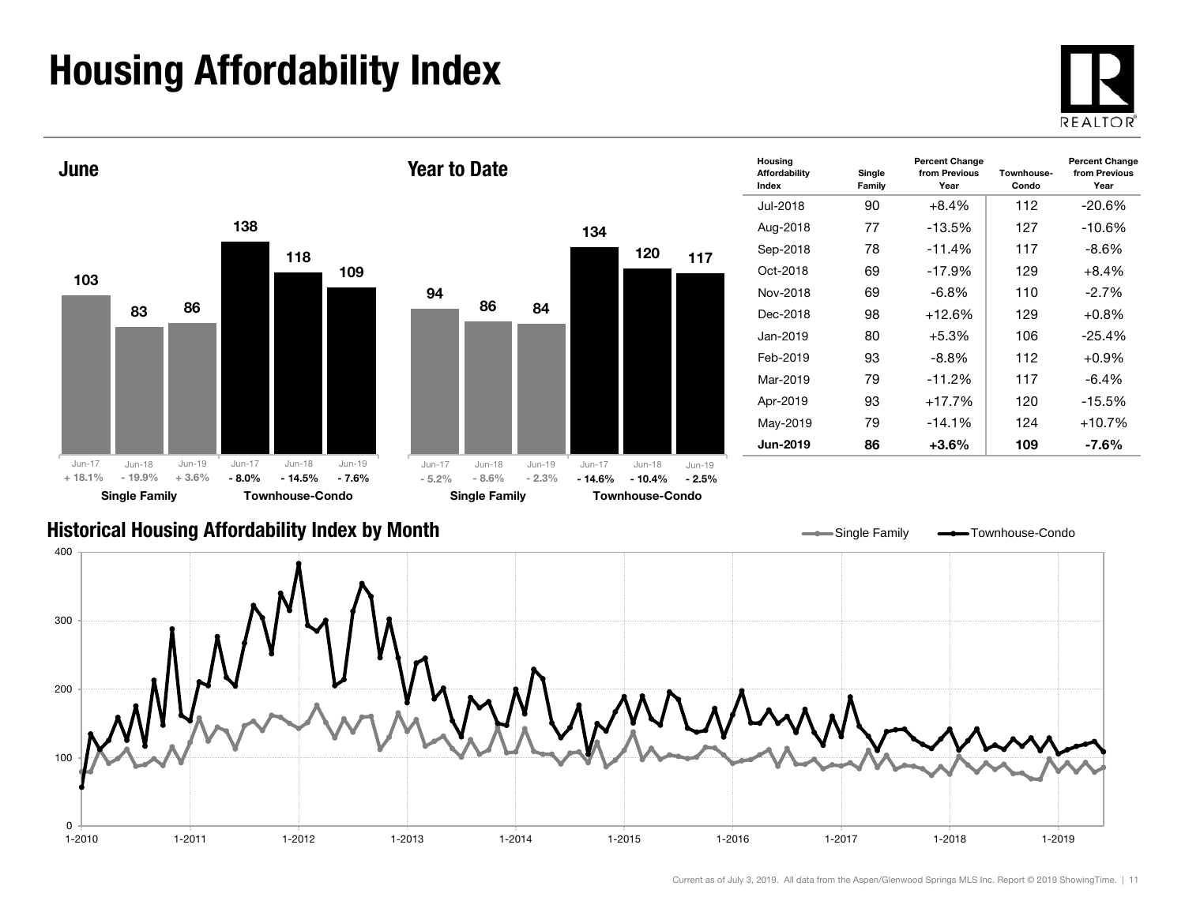# Housing Affordability Index

## June

| | Jun-17 | Jun-18 | Jun-19 |
|---|---|---|---|
| Single Family | 103 | 83 | 86 |
| Percent Change | + 18.1% | - 19.9% | + 3.6% |
| Townhouse-Condo | 138 | 118 | 109 |
| Percent Change | - 8.0% | - 14.5% | - 7.6% |

## Year to Date

| | Jun-17 | Jun-18 | Jun-19 |
|---|---|---|---|
| Single Family | 94 | 86 | 84 |
| Percent Change | - 5.2% | - 8.6% | - 2.3% |
| Townhouse-Condo | 134 | 120 | 117 |
| Percent Change | - 14.6% | - 10.4% | - 2.5% |

| Housing Affordability Index | Single Family | Percent Change from Previous Year | Townhouse-Condo | Percent Change from Previous Year |
|---|---|---|---|---|
| Jul-2018 | 90 | +8.4% | 112 | -20.6% |
| Aug-2018 | 77 | -13.5% | 127 | -10.6% |
| Sep-2018 | 78 | -11.4% | 117 | -8.6% |
| Oct-2018 | 69 | -17.9% | 129 | +8.4% |
| Nov-2018 | 69 | -6.8% | 110 | -2.7% |
| Dec-2018 | 98 | +12.6% | 129 | +0.8% |
| Jan-2019 | 80 | +5.3% | 106 | -25.4% |
| Feb-2019 | 93 | -8.8% | 112 | +0.9% |
| Mar-2019 | 79 | -11.2% | 117 | -6.4% |
| Apr-2019 | 93 | +17.7% | 120 | -15.5% |
| May-2019 | 79 | -14.1% | 124 | +10.7% |
| **Jun-2019** | **86** | **+3.6%** | **109** | **-7.6%** |

## Historical Housing Affordability Index by Month

Single Family — Townhouse-Condo

Current as of July 3, 2019. All data from the Aspen/Glenwood Springs MLS Inc. Report © 2019 ShowingTime.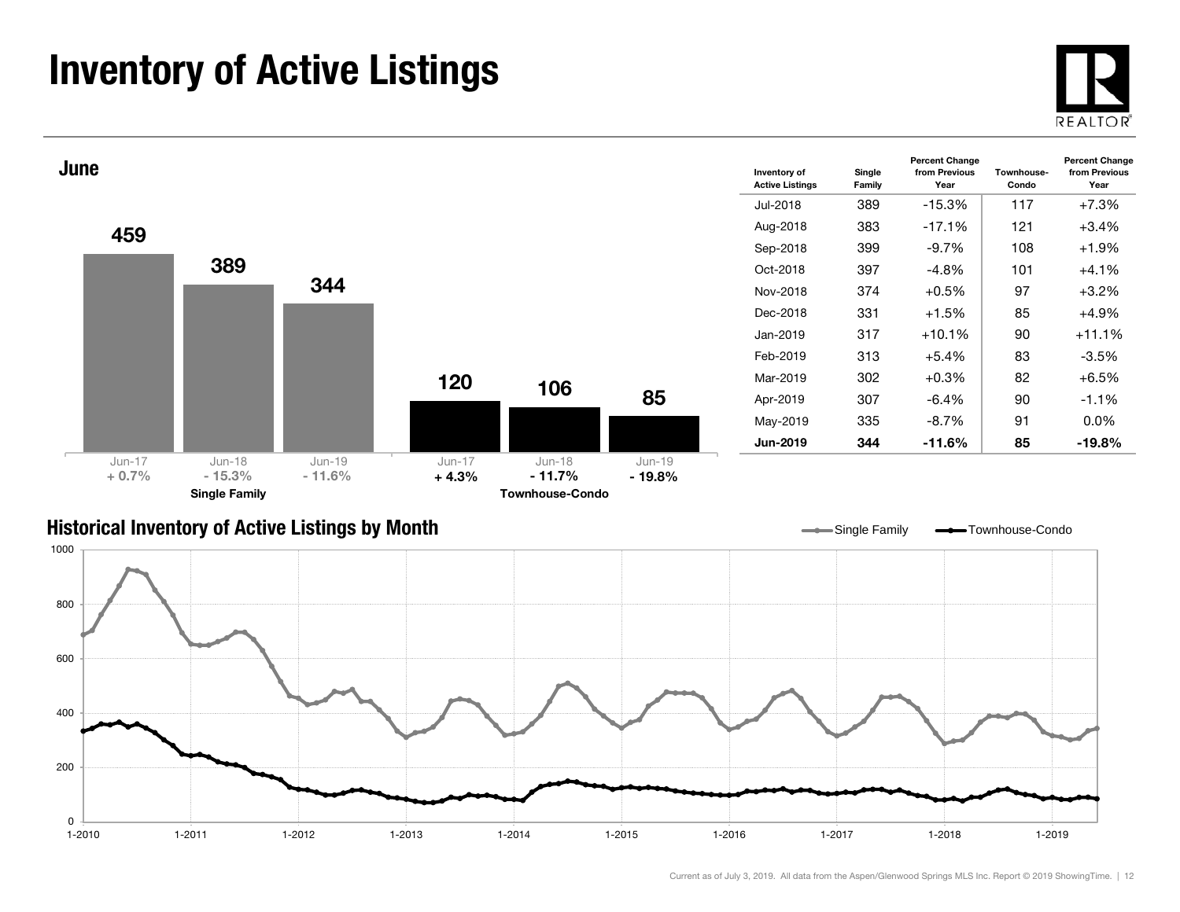# Inventory of Active Listings

## June

| | Jun-17 | Jun-18 | Jun-19 |
|---|---|---|---|
| Single Family | 459 | 389 | 344 |
| Percent Change | + 0.7% | - 15.3% | - 11.6% |
| Townhouse-Condo | 120 | 106 | 85 |
| Percent Change | + 4.3% | - 11.7% | - 19.8% |

| Inventory of Active Listings | Single Family | Percent Change from Previous Year | Townhouse-Condo | Percent Change from Previous Year |
|---|---|---|---|---|
| Jul-2018 | 389 | -15.3% | 117 | +7.3% |
| Aug-2018 | 383 | -17.1% | 121 | +3.4% |
| Sep-2018 | 399 | -9.7% | 108 | +1.9% |
| Oct-2018 | 397 | -4.8% | 101 | +4.1% |
| Nov-2018 | 374 | +0.5% | 97 | +3.2% |
| Dec-2018 | 331 | +1.5% | 85 | +4.9% |
| Jan-2019 | 317 | +10.1% | 90 | +11.1% |
| Feb-2019 | 313 | +5.4% | 83 | -3.5% |
| Mar-2019 | 302 | +0.3% | 82 | +6.5% |
| Apr-2019 | 307 | -6.4% | 90 | -1.1% |
| May-2019 | 335 | -8.7% | 91 | 0.0% |
| **Jun-2019** | **344** | **-11.6%** | **85** | **-19.8%** |

## Historical Inventory of Active Listings by Month

Current as of July 3, 2019. All data from the Aspen/Glenwood Springs MLS Inc. Report © 2019 ShowingTime.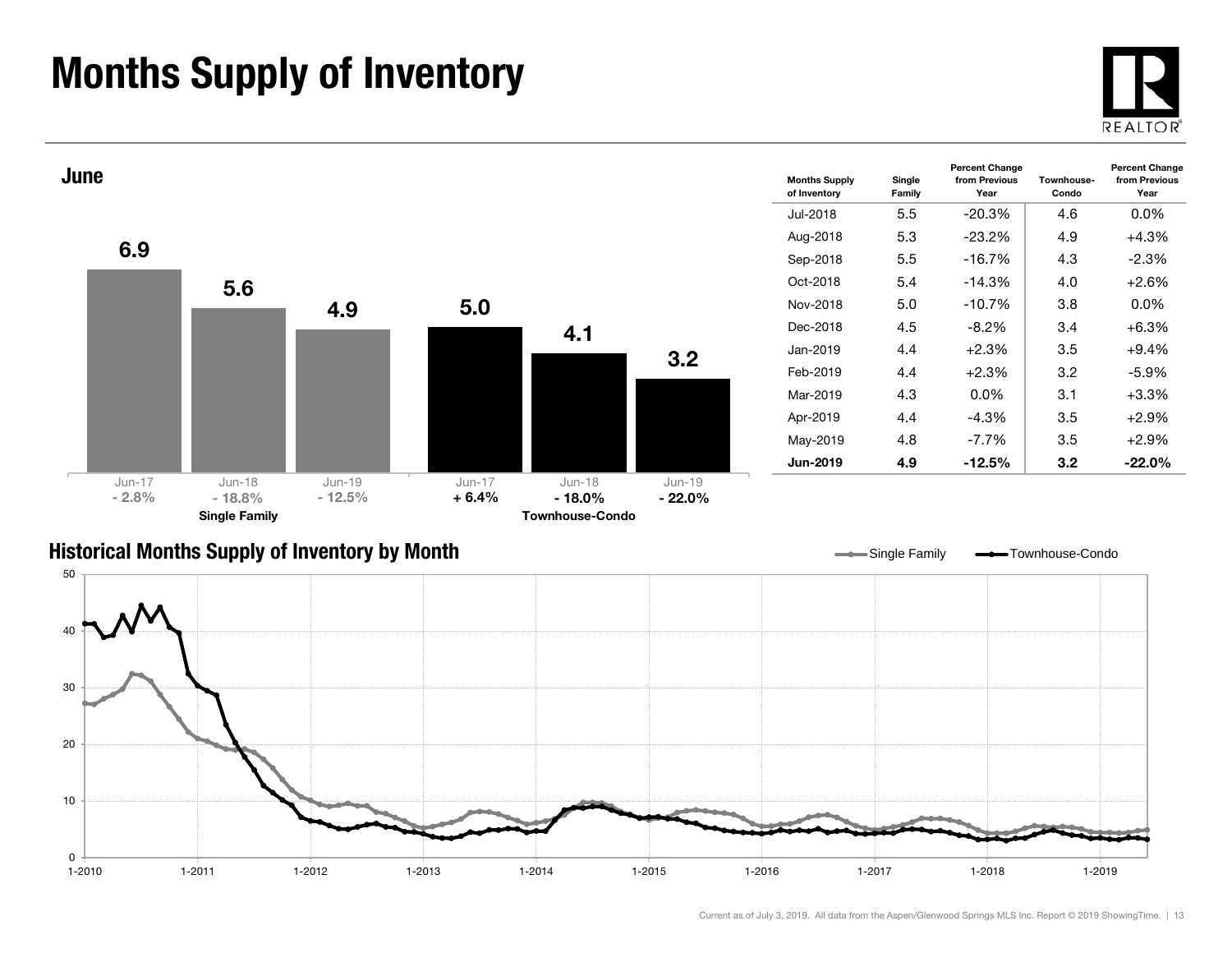# Months Supply of Inventory

## June

| | Jun-17 | Jun-18 | Jun-19 |
|---|---|---|---|
| Single Family | 6.9 | 5.6 | 4.9 |
| | - 2.8% | - 18.8% | - 12.5% |
| Townhouse-Condo | 5.0 | 4.1 | 3.2 |
| | + 6.4% | - 18.0% | - 22.0% |

| Months Supply of Inventory | Single Family | Percent Change from Previous Year | Townhouse-Condo | Percent Change from Previous Year |
|---|---|---|---|---|
| Jul-2018 | 5.5 | -20.3% | 4.6 | 0.0% |
| Aug-2018 | 5.3 | -23.2% | 4.9 | +4.3% |
| Sep-2018 | 5.5 | -16.7% | 4.3 | -2.3% |
| Oct-2018 | 5.4 | -14.3% | 4.0 | +2.6% |
| Nov-2018 | 5.0 | -10.7% | 3.8 | 0.0% |
| Dec-2018 | 4.5 | -8.2% | 3.4 | +6.3% |
| Jan-2019 | 4.4 | +2.3% | 3.5 | +9.4% |
| Feb-2019 | 4.4 | +2.3% | 3.2 | -5.9% |
| Mar-2019 | 4.3 | 0.0% | 3.1 | +3.3% |
| Apr-2019 | 4.4 | -4.3% | 3.5 | +2.9% |
| May-2019 | 4.8 | -7.7% | 3.5 | +2.9% |
| **Jun-2019** | **4.9** | **-12.5%** | **3.2** | **-22.0%** |

## Historical Months Supply of Inventory by Month

Single Family — Townhouse-Condo

Current as of July 3, 2019. All data from the Aspen/Glenwood Springs MLS Inc. Report © 2019 ShowingTime.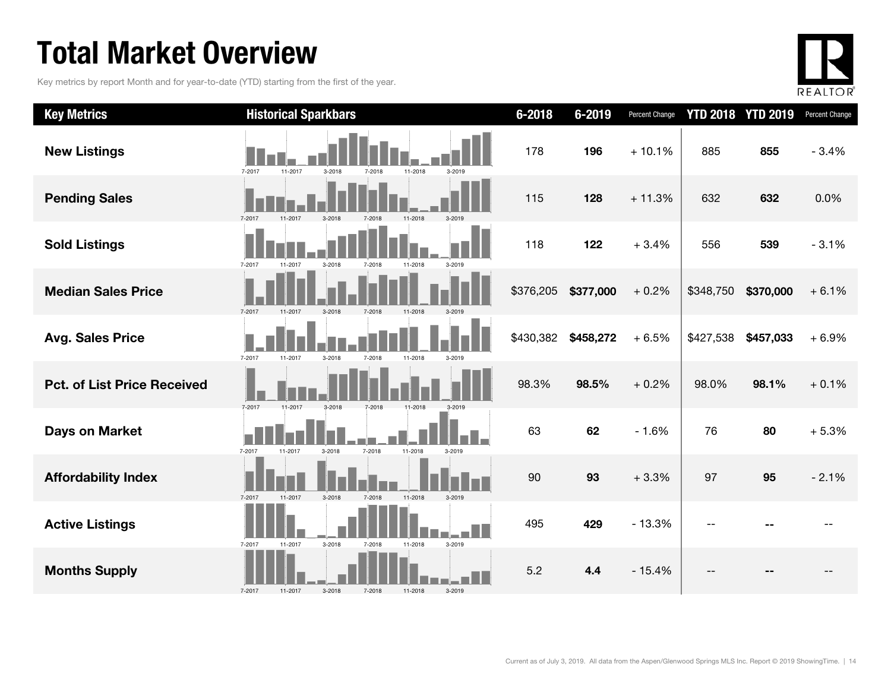# Total Market Overview

Key metrics by report Month and for year-to-date (YTD) starting from the first of the year.

| Key Metrics | Historical Sparkbars | 6-2018 | 6-2019 | Percent Change | YTD 2018 | YTD 2019 | Percent Change |
|---|---|---|---|---|---|---|---|
| **New Listings** | 7-2017 11-2017 3-2018 7-2018 11-2018 3-2019 | 178 | **196** | + 10.1% | 885 | **855** | - 3.4% |
| **Pending Sales** | 7-2017 11-2017 3-2018 7-2018 11-2018 3-2019 | 115 | **128** | + 11.3% | 632 | **632** | 0.0% |
| **Sold Listings** | 7-2017 11-2017 3-2018 7-2018 11-2018 3-2019 | 118 | **122** | + 3.4% | 556 | **539** | - 3.1% |
| **Median Sales Price** | 7-2017 11-2017 3-2018 7-2018 11-2018 3-2019 | $376,205 | **$377,000** | + 0.2% | $348,750 | **$370,000** | + 6.1% |
| **Avg. Sales Price** | 7-2017 11-2017 3-2018 7-2018 11-2018 3-2019 | $430,382 | **$458,272** | + 6.5% | $427,538 | **$457,033** | + 6.9% |
| **Pct. of List Price Received** | 7-2017 11-2017 3-2018 7-2018 11-2018 3-2019 | 98.3% | **98.5%** | + 0.2% | 98.0% | **98.1%** | + 0.1% |
| **Days on Market** | 7-2017 11-2017 3-2018 7-2018 11-2018 3-2019 | 63 | **62** | - 1.6% | 76 | **80** | + 5.3% |
| **Affordability Index** | 7-2017 11-2017 3-2018 7-2018 11-2018 3-2019 | 90 | **93** | + 3.3% | 97 | **95** | - 2.1% |
| **Active Listings** | 7-2017 11-2017 3-2018 7-2018 11-2018 3-2019 | 495 | **429** | - 13.3% | -- | **--** | -- |
| **Months Supply** | 7-2017 11-2017 3-2018 7-2018 11-2018 3-2019 | 5.2 | **4.4** | - 15.4% | -- | **--** | -- |

Current as of July 3, 2019. All data from the Aspen/Glenwood Springs MLS Inc. Report © 2019 ShowingTime.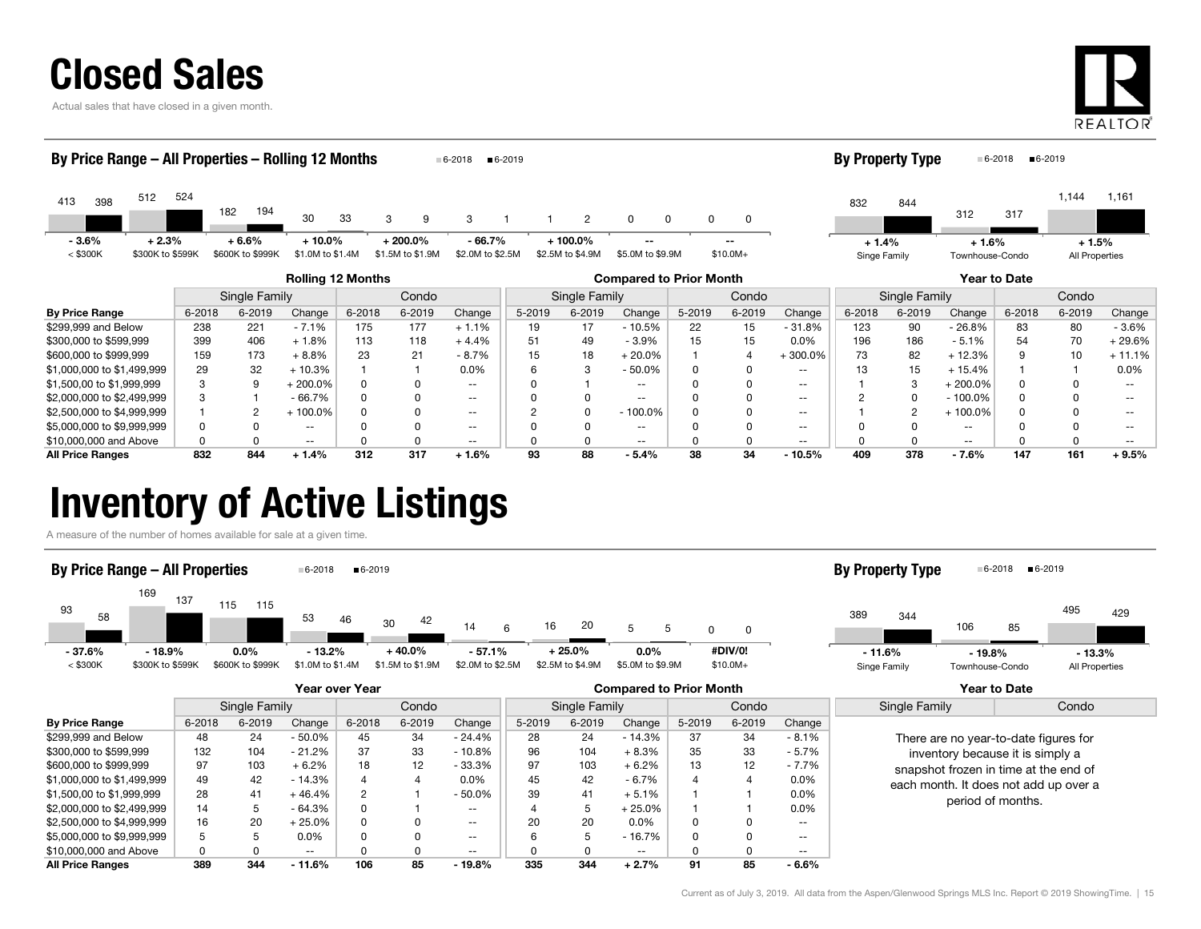# Closed Sales

Actual sales that have closed in a given month.

### By Price Range – All Properties – Rolling 12 Months

| Price Range | 6-2018 | 6-2019 | Change |
|---|---|---|---|
| < $300K | 413 | 398 | - 3.6% |
| $300K to $599K | 512 | 524 | + 2.3% |
| $600K to $999K | 182 | 194 | + 6.6% |
| $1.0M to $1.4M | 30 | 33 | + 10.0% |
| $1.5M to $1.9M | 3 | 9 | + 200.0% |
| $2.0M to $2.5M | 3 | 1 | - 66.7% |
| $2.5M to $4.9M | 1 | 2 | + 100.0% |
| $5.0M to $9.9M | 0 | 0 | -- |
| $10.0M+ | 0 | 0 | -- |

### By Property Type

| Property Type | 6-2018 | 6-2019 | Change |
|---|---|---|---|
| Singe Family | 832 | 844 | + 1.4% |
| Townhouse-Condo | 312 | 317 | + 1.6% |
| All Properties | 1,144 | 1,161 | + 1.5% |

| | Rolling 12 Months | | | | | | Compared to Prior Month | | | | | | Year to Date | | | | | |
|---|---|---|---|---|---|---|---|---|---|---|---|---|---|---|---|---|---|---|
| | Single Family | | | Condo | | | Single Family | | | Condo | | | Single Family | | | Condo | | |
| By Price Range | 6-2018 | 6-2019 | Change | 6-2018 | 6-2019 | Change | 5-2019 | 6-2019 | Change | 5-2019 | 6-2019 | Change | 6-2018 | 6-2019 | Change | 6-2018 | 6-2019 | Change |
| $299,999 and Below | 238 | 221 | - 7.1% | 175 | 177 | + 1.1% | 19 | 17 | - 10.5% | 22 | 15 | - 31.8% | 123 | 90 | - 26.8% | 83 | 80 | - 3.6% |
| $300,000 to $599,999 | 399 | 406 | + 1.8% | 113 | 118 | + 4.4% | 51 | 49 | - 3.9% | 15 | 15 | 0.0% | 196 | 186 | - 5.1% | 54 | 70 | + 29.6% |
| $600,000 to $999,999 | 159 | 173 | + 8.8% | 23 | 21 | - 8.7% | 15 | 18 | + 20.0% | 1 | 4 | + 300.0% | 73 | 82 | + 12.3% | 9 | 10 | + 11.1% |
| $1,000,000 to $1,499,999 | 29 | 32 | + 10.3% | 1 | 1 | 0.0% | 6 | 3 | - 50.0% | 0 | 0 | -- | 13 | 15 | + 15.4% | 1 | 1 | 0.0% |
| $1,500,00 to $1,999,999 | 3 | 9 | + 200.0% | 0 | 0 | -- | 0 | 1 | -- | 0 | 0 | -- | 1 | 3 | + 200.0% | 0 | 0 | -- |
| $2,000,000 to $2,499,999 | 3 | 1 | - 66.7% | 0 | 0 | -- | 0 | 0 | -- | 0 | 0 | -- | 2 | 0 | - 100.0% | 0 | 0 | -- |
| $2,500,000 to $4,999,999 | 1 | 2 | + 100.0% | 0 | 0 | -- | 2 | 0 | - 100.0% | 0 | 0 | -- | 1 | 2 | + 100.0% | 0 | 0 | -- |
| $5,000,000 to $9,999,999 | 0 | 0 | -- | 0 | 0 | -- | 0 | 0 | -- | 0 | 0 | -- | 0 | 0 | -- | 0 | 0 | -- |
| $10,000,000 and Above | 0 | 0 | -- | 0 | 0 | -- | 0 | 0 | -- | 0 | 0 | -- | 0 | 0 | -- | 0 | 0 | -- |
| **All Price Ranges** | **832** | **844** | **+ 1.4%** | **312** | **317** | **+ 1.6%** | **93** | **88** | **- 5.4%** | **38** | **34** | **- 10.5%** | **409** | **378** | **- 7.6%** | **147** | **161** | **+ 9.5%** |

# Inventory of Active Listings

A measure of the number of homes available for sale at a given time.

### By Price Range – All Properties

| Price Range | 6-2018 | 6-2019 | Change |
|---|---|---|---|
| < $300K | 93 | 58 | - 37.6% |
| $300K to $599K | 169 | 137 | - 18.9% |
| $600K to $999K | 115 | 115 | 0.0% |
| $1.0M to $1.4M | 53 | 46 | - 13.2% |
| $1.5M to $1.9M | 30 | 42 | + 40.0% |
| $2.0M to $2.5M | 14 | 6 | - 57.1% |
| $2.5M to $4.9M | 16 | 20 | + 25.0% |
| $5.0M to $9.9M | 5 | 5 | 0.0% |
| $10.0M+ | 0 | 0 | #DIV/0! |

### By Property Type

| Property Type | 6-2018 | 6-2019 | Change |
|---|---|---|---|
| Single Family | 389 | 344 | - 11.6% |
| Townhouse-Condo | 106 | 85 | - 19.8% |
| All Properties | 495 | 429 | - 13.3% |

| | Year over Year | | | | | | Compared to Prior Month | | | | | |
|---|---|---|---|---|---|---|---|---|---|---|---|---|
| | Single Family | | | Condo | | | Single Family | | | Condo | | |
| By Price Range | 6-2018 | 6-2019 | Change | 6-2018 | 6-2019 | Change | 5-2019 | 6-2019 | Change | 5-2019 | 6-2019 | Change |
| $299,999 and Below | 48 | 24 | - 50.0% | 45 | 34 | - 24.4% | 28 | 24 | - 14.3% | 37 | 34 | - 8.1% |
| $300,000 to $599,999 | 132 | 104 | - 21.2% | 37 | 33 | - 10.8% | 96 | 104 | + 8.3% | 35 | 33 | - 5.7% |
| $600,000 to $999,999 | 97 | 103 | + 6.2% | 18 | 12 | - 33.3% | 97 | 103 | + 6.2% | 13 | 12 | - 7.7% |
| $1,000,000 to $1,499,999 | 49 | 42 | - 14.3% | 4 | 4 | 0.0% | 45 | 42 | - 6.7% | 4 | 4 | 0.0% |
| $1,500,00 to $1,999,999 | 28 | 41 | + 46.4% | 2 | 1 | - 50.0% | 39 | 41 | + 5.1% | 1 | 1 | 0.0% |
| $2,000,000 to $2,499,999 | 14 | 5 | - 64.3% | 0 | 1 | -- | 4 | 5 | + 25.0% | 1 | 1 | 0.0% |
| $2,500,000 to $4,999,999 | 16 | 20 | + 25.0% | 0 | 0 | -- | 20 | 20 | 0.0% | 0 | 0 | -- |
| $5,000,000 to $9,999,999 | 5 | 5 | 0.0% | 0 | 0 | -- | 6 | 5 | - 16.7% | 0 | 0 | -- |
| $10,000,000 and Above | 0 | 0 | -- | 0 | 0 | -- | 0 | 0 | -- | 0 | 0 | -- |
| **All Price Ranges** | **389** | **344** | **- 11.6%** | **106** | **85** | **- 19.8%** | **335** | **344** | **+ 2.7%** | **91** | **85** | **- 6.6%** |

**Year to Date** (Single Family | Condo)

There are no year-to-date figures for inventory because it is simply a snapshot frozen in time at the end of each month. It does not add up over a period of months.

Current as of July 3, 2019. All data from the Aspen/Glenwood Springs MLS Inc. Report © 2019 ShowingTime.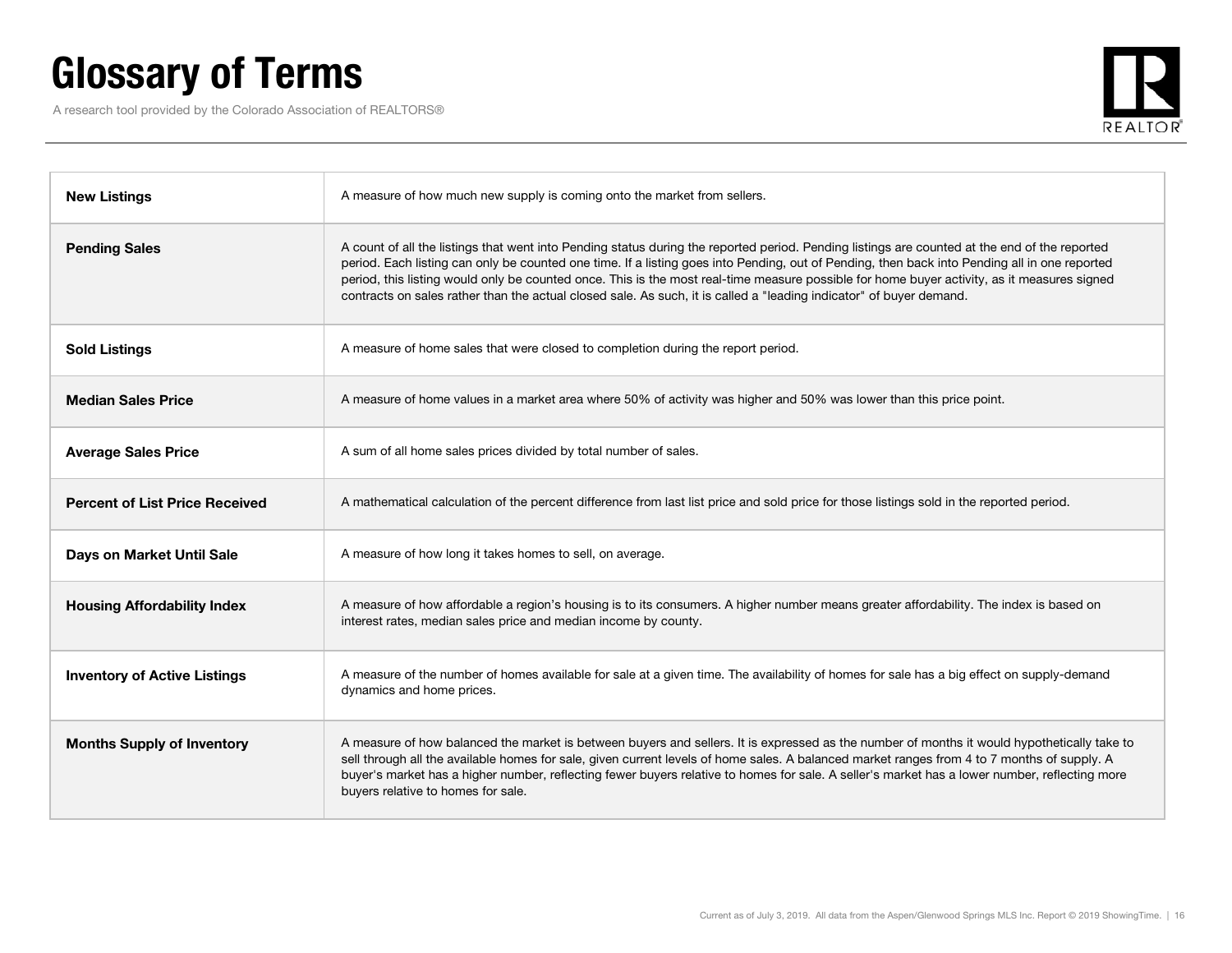# Glossary of Terms

A research tool provided by the Colorado Association of REALTORS®

| | |
|---|---|
| **New Listings** | A measure of how much new supply is coming onto the market from sellers. |
| **Pending Sales** | A count of all the listings that went into Pending status during the reported period. Pending listings are counted at the end of the reported period. Each listing can only be counted one time. If a listing goes into Pending, out of Pending, then back into Pending all in one reported period, this listing would only be counted once. This is the most real-time measure possible for home buyer activity, as it measures signed contracts on sales rather than the actual closed sale. As such, it is called a "leading indicator" of buyer demand. |
| **Sold Listings** | A measure of home sales that were closed to completion during the report period. |
| **Median Sales Price** | A measure of home values in a market area where 50% of activity was higher and 50% was lower than this price point. |
| **Average Sales Price** | A sum of all home sales prices divided by total number of sales. |
| **Percent of List Price Received** | A mathematical calculation of the percent difference from last list price and sold price for those listings sold in the reported period. |
| **Days on Market Until Sale** | A measure of how long it takes homes to sell, on average. |
| **Housing Affordability Index** | A measure of how affordable a region's housing is to its consumers. A higher number means greater affordability. The index is based on interest rates, median sales price and median income by county. |
| **Inventory of Active Listings** | A measure of the number of homes available for sale at a given time. The availability of homes for sale has a big effect on supply-demand dynamics and home prices. |
| **Months Supply of Inventory** | A measure of how balanced the market is between buyers and sellers. It is expressed as the number of months it would hypothetically take to sell through all the available homes for sale, given current levels of home sales. A balanced market ranges from 4 to 7 months of supply. A buyer's market has a higher number, reflecting fewer buyers relative to homes for sale. A seller's market has a lower number, reflecting more buyers relative to homes for sale. |

Current as of July 3, 2019. All data from the Aspen/Glenwood Springs MLS Inc. Report © 2019 ShowingTime.